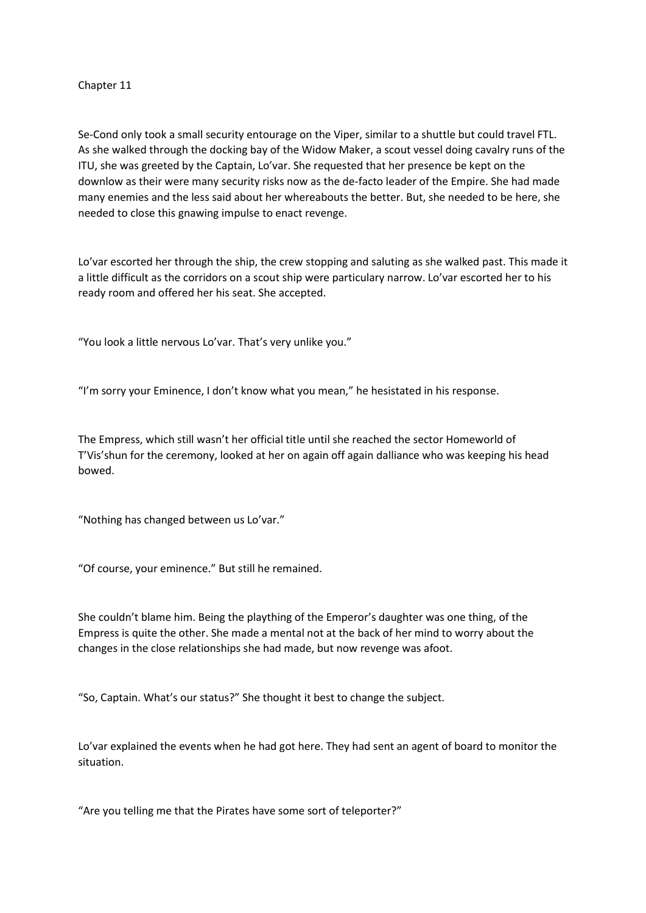Chapter 11

Se-Cond only took a small security entourage on the Viper, similar to a shuttle but could travel FTL. As she walked through the docking bay of the Widow Maker, a scout vessel doing cavalry runs of the ITU, she was greeted by the Captain, Lo'var. She requested that her presence be kept on the downlow as their were many security risks now as the de-facto leader of the Empire. She had made many enemies and the less said about her whereabouts the better. But, she needed to be here, she needed to close this gnawing impulse to enact revenge.

Lo'var escorted her through the ship, the crew stopping and saluting as she walked past. This made it a little difficult as the corridors on a scout ship were particulary narrow. Lo'var escorted her to his ready room and offered her his seat. She accepted.

"You look a little nervous Lo'var. That's very unlike you."

"I'm sorry your Eminence, I don't know what you mean," he hesistated in his response.

The Empress, which still wasn't her official title until she reached the sector Homeworld of T'Vis'shun for the ceremony, looked at her on again off again dalliance who was keeping his head bowed.

"Nothing has changed between us Lo'var."

"Of course, your eminence." But still he remained.

She couldn't blame him. Being the plaything of the Emperor's daughter was one thing, of the Empress is quite the other. She made a mental not at the back of her mind to worry about the changes in the close relationships she had made, but now revenge was afoot.

"So, Captain. What's our status?" She thought it best to change the subject.

Lo'var explained the events when he had got here. They had sent an agent of board to monitor the situation.

"Are you telling me that the Pirates have some sort of teleporter?"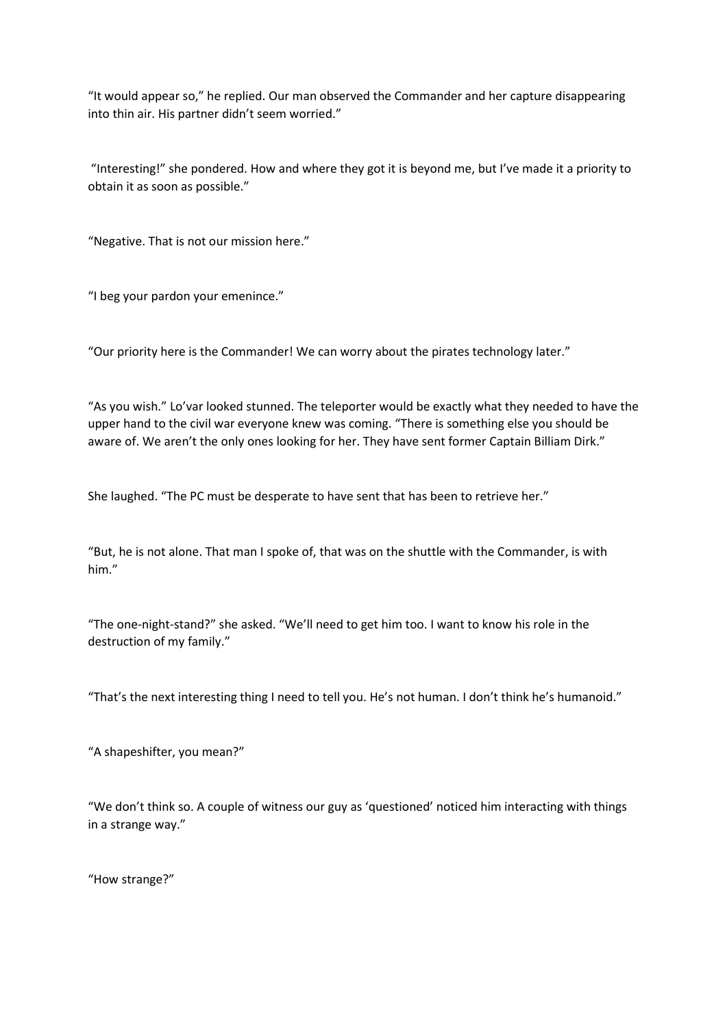"It would appear so," he replied. Our man observed the Commander and her capture disappearing into thin air. His partner didn't seem worried."

"Interesting!" she pondered. How and where they got it is beyond me, but I've made it a priority to obtain it as soon as possible."

"Negative. That is not our mission here."

"I beg your pardon your emenince."

"Our priority here is the Commander! We can worry about the pirates technology later."

"As you wish." Lo'var looked stunned. The teleporter would be exactly what they needed to have the upper hand to the civil war everyone knew was coming. "There is something else you should be aware of. We aren't the only ones looking for her. They have sent former Captain Billiam Dirk."

She laughed. "The PC must be desperate to have sent that has been to retrieve her."

"But, he is not alone. That man I spoke of, that was on the shuttle with the Commander, is with him."

"The one-night-stand?" she asked. "We'll need to get him too. I want to know his role in the destruction of my family."

"That's the next interesting thing I need to tell you. He's not human. I don't think he's humanoid."

"A shapeshifter, you mean?"

"We don't think so. A couple of witness our guy as 'questioned' noticed him interacting with things in a strange way."

"How strange?"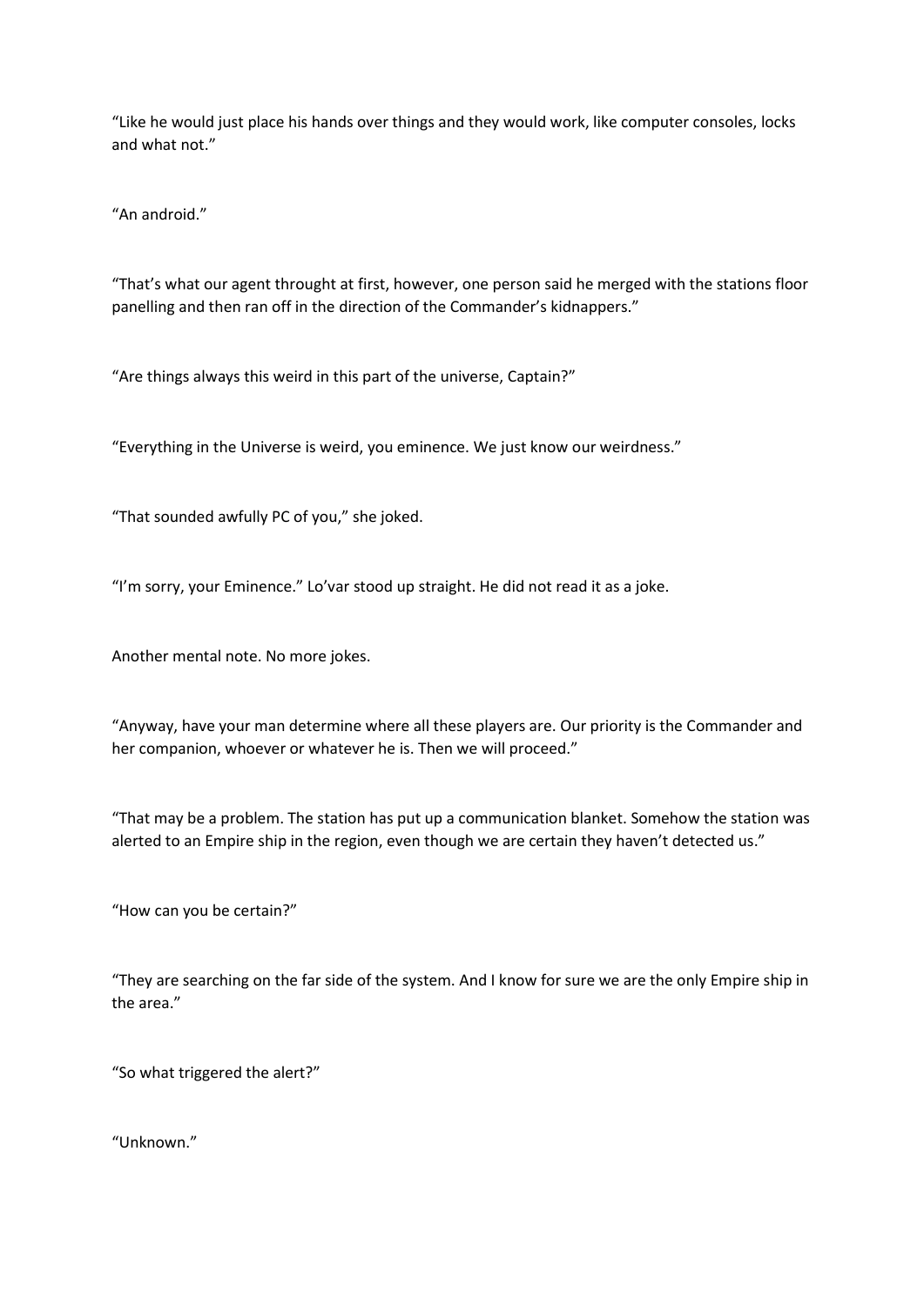"Like he would just place his hands over things and they would work, like computer consoles, locks and what not."

"An android."

"That's what our agent throught at first, however, one person said he merged with the stations floor panelling and then ran off in the direction of the Commander's kidnappers."

"Are things always this weird in this part of the universe, Captain?"

"Everything in the Universe is weird, you eminence. We just know our weirdness."

"That sounded awfully PC of you," she joked.

"I'm sorry, your Eminence." Lo'var stood up straight. He did not read it as a joke.

Another mental note. No more jokes.

"Anyway, have your man determine where all these players are. Our priority is the Commander and her companion, whoever or whatever he is. Then we will proceed."

"That may be a problem. The station has put up a communication blanket. Somehow the station was alerted to an Empire ship in the region, even though we are certain they haven't detected us."

"How can you be certain?"

"They are searching on the far side of the system. And I know for sure we are the only Empire ship in the area."

"So what triggered the alert?"

"Unknown."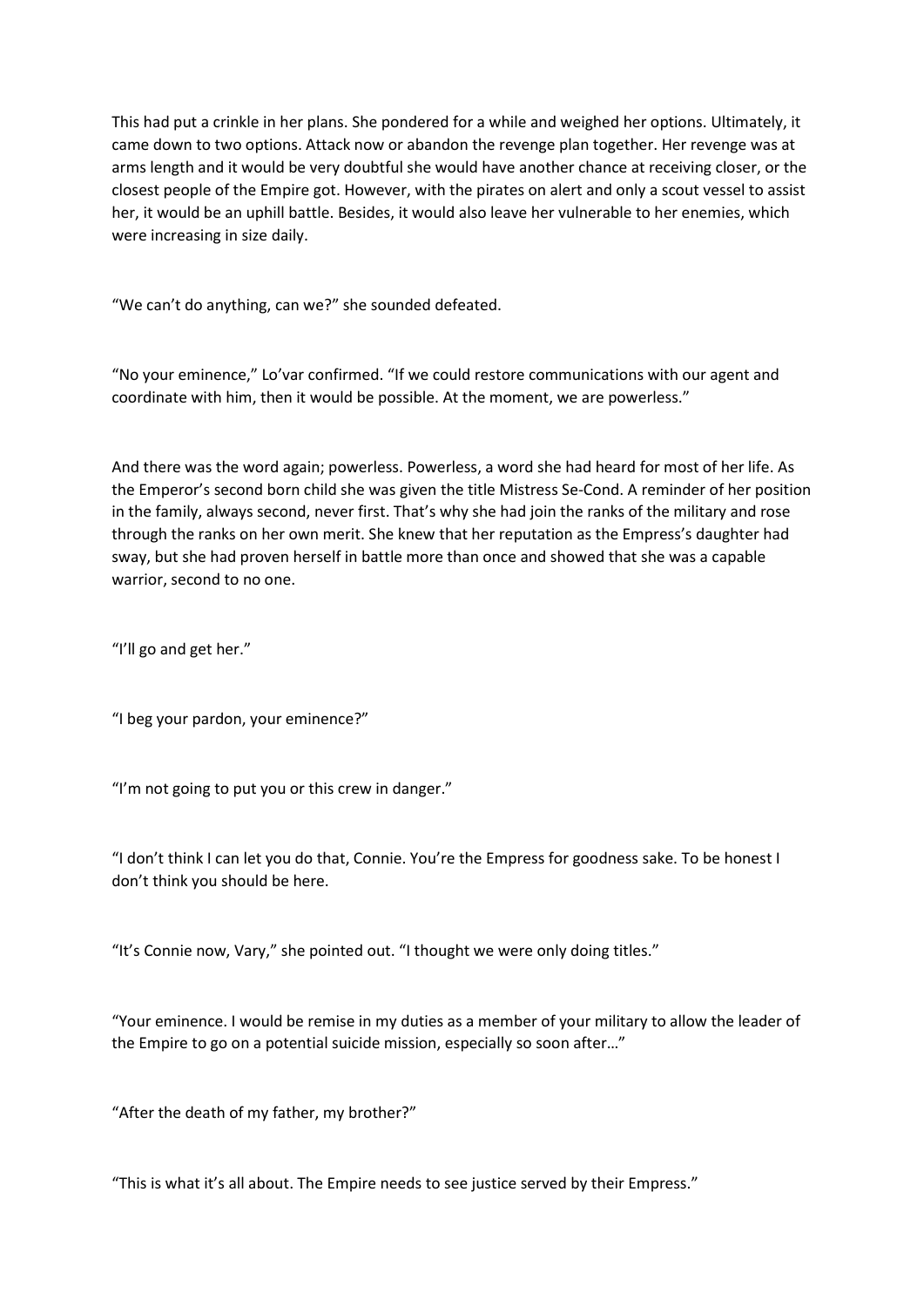This had put a crinkle in her plans. She pondered for a while and weighed her options. Ultimately, it came down to two options. Attack now or abandon the revenge plan together. Her revenge was at arms length and it would be very doubtful she would have another chance at receiving closer, or the closest people of the Empire got. However, with the pirates on alert and only a scout vessel to assist her, it would be an uphill battle. Besides, it would also leave her vulnerable to her enemies, which were increasing in size daily.

“We can’t do anything, can we?” she sounded defeated.

“No your eminence,” Lo’var confirmed. “If we could restore communications with our agent and coordinate with him, then it would be possible. At the moment, we are powerless.”

And there was the word again; powerless. Powerless, a word she had heard for most of her life. As the Emperor’s second born child she was given the title Mistress Se-Cond. A reminder of her position in the family, always second, never first. That’s why she had join the ranks of the military and rose through the ranks on her own merit. She knew that her reputation as the Empress’s daughter had sway, but she had proven herself in battle more than once and showed that she was a capable warrior, second to no one.

“I’ll go and get her.”

“I beg your pardon, your eminence?”

“I’m not going to put you or this crew in danger.”

“I don’t think I can let you do that, Connie. You’re the Empress for goodness sake. To be honest I don’t think you should be here.

“It’s Connie now, Vary,” she pointed out. “I thought we were only doing titles.”

“Your eminence. I would be remise in my duties as a member of your military to allow the leader of the Empire to go on a potential suicide mission, especially so soon after…”

“After the death of my father, my brother?”

“This is what it’s all about. The Empire needs to see justice served by their Empress.”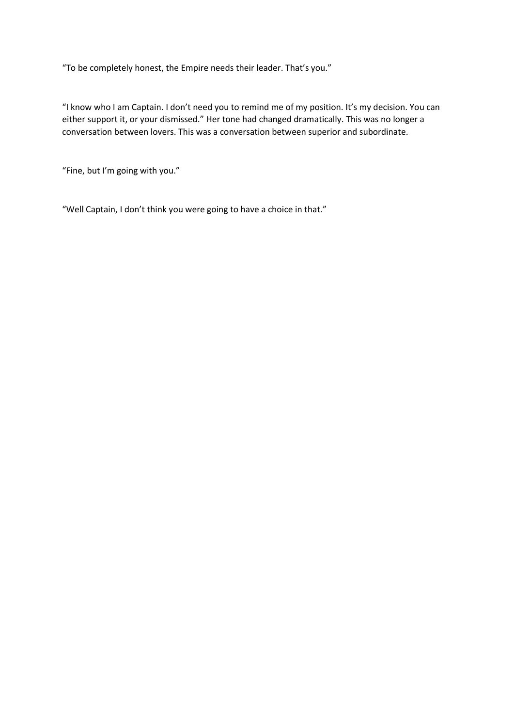“To be completely honest, the Empire needs their leader. That’s you.”

“I know who I am Captain. I don’t need you to remind me of my position. It’s my decision. You can either support it, or your dismissed.” Her tone had changed dramatically. This was no longer a conversation between lovers. This was a conversation between superior and subordinate.

“Fine, but I’m going with you.”

“Well Captain, I don’t think you were going to have a choice in that.”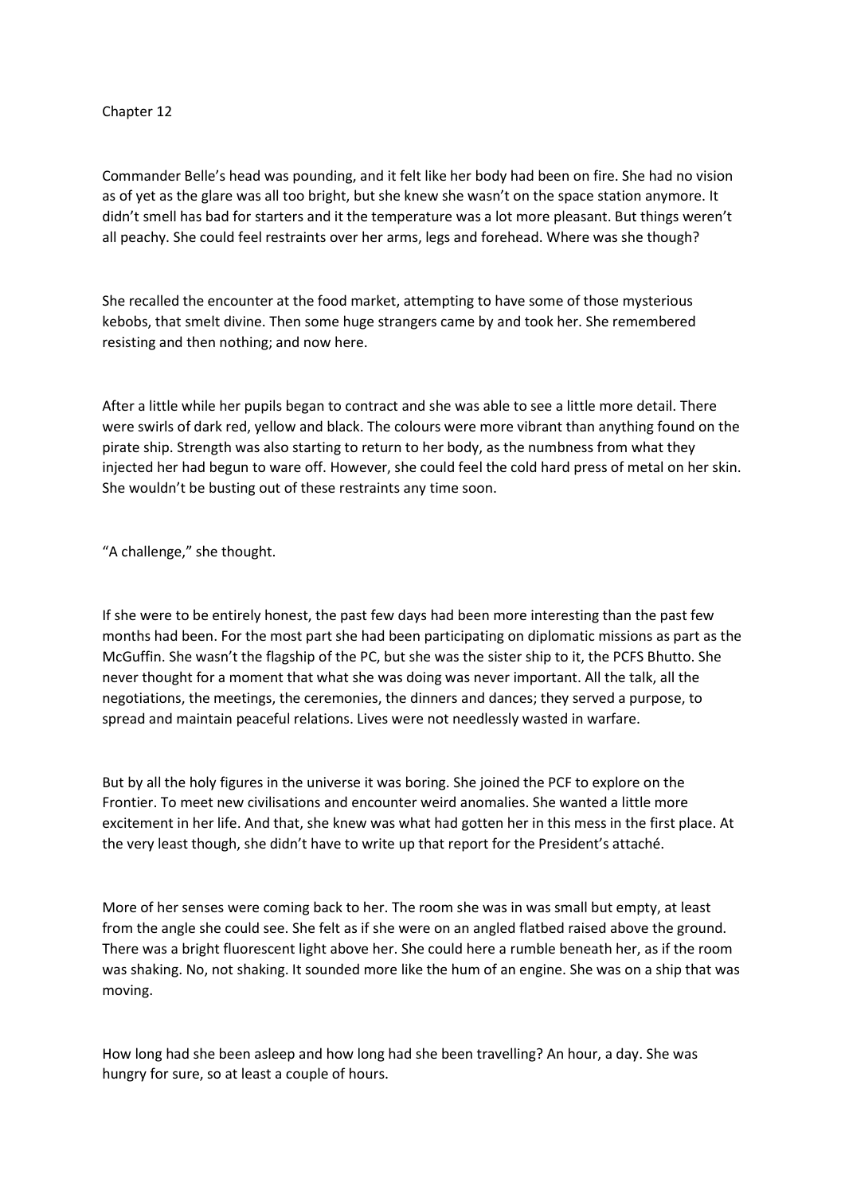Chapter 12

Commander Belle's head was pounding, and it felt like her body had been on fire. She had no vision as of yet as the glare was all too bright, but she knew she wasn't on the space station anymore. It didn't smell has bad for starters and it the temperature was a lot more pleasant. But things weren't all peachy. She could feel restraints over her arms, legs and forehead. Where was she though?

She recalled the encounter at the food market, attempting to have some of those mysterious kebobs, that smelt divine. Then some huge strangers came by and took her. She remembered resisting and then nothing; and now here.

After a little while her pupils began to contract and she was able to see a little more detail. There were swirls of dark red, yellow and black. The colours were more vibrant than anything found on the pirate ship. Strength was also starting to return to her body, as the numbness from what they injected her had begun to ware off. However, she could feel the cold hard press of metal on her skin. She wouldn't be busting out of these restraints any time soon.

"A challenge," she thought.

If she were to be entirely honest, the past few days had been more interesting than the past few months had been. For the most part she had been participating on diplomatic missions as part as the McGuffin. She wasn't the flagship of the PC, but she was the sister ship to it, the PCFS Bhutto. She never thought for a moment that what she was doing was never important. All the talk, all the negotiations, the meetings, the ceremonies, the dinners and dances; they served a purpose, to spread and maintain peaceful relations. Lives were not needlessly wasted in warfare.

But by all the holy figures in the universe it was boring. She joined the PCF to explore on the Frontier. To meet new civilisations and encounter weird anomalies. She wanted a little more excitement in her life. And that, she knew was what had gotten her in this mess in the first place. At the very least though, she didn't have to write up that report for the President's attaché.

More of her senses were coming back to her. The room she was in was small but empty, at least from the angle she could see. She felt as if she were on an angled flatbed raised above the ground. There was a bright fluorescent light above her. She could here a rumble beneath her, as if the room was shaking. No, not shaking. It sounded more like the hum of an engine. She was on a ship that was moving.

How long had she been asleep and how long had she been travelling? An hour, a day. She was hungry for sure, so at least a couple of hours.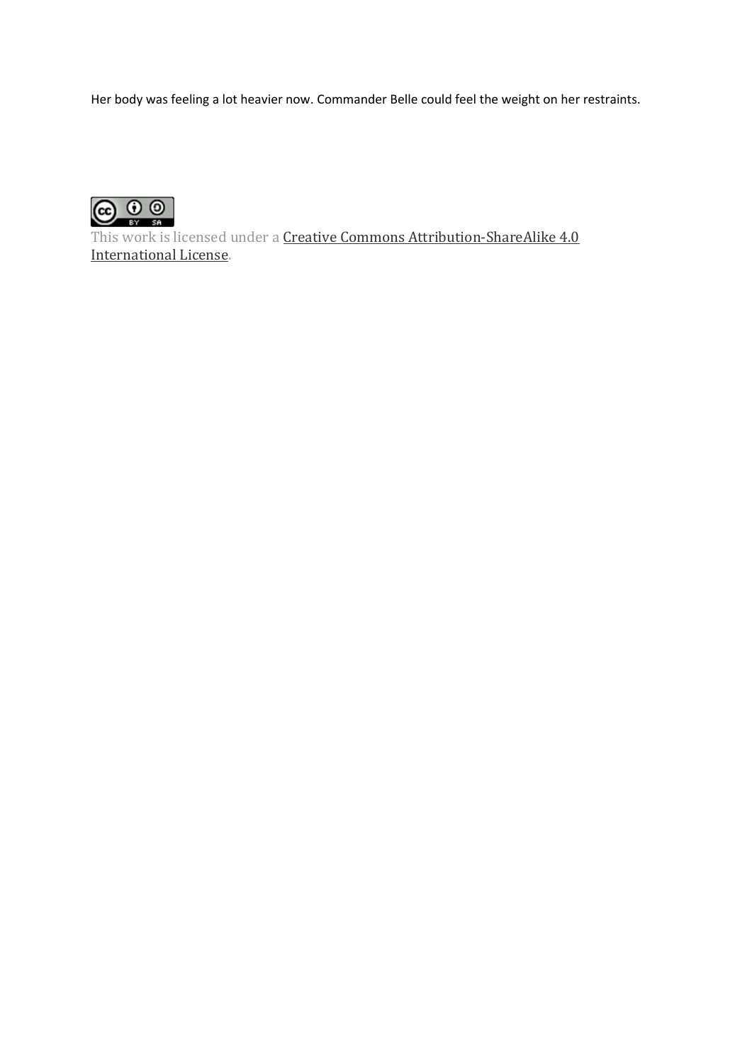Her body was feeling a lot heavier now. Commander Belle could feel the weight on her restraints.

This work is licensed under a Creative Commons Attribution-ShareAlike 4.0 International License.